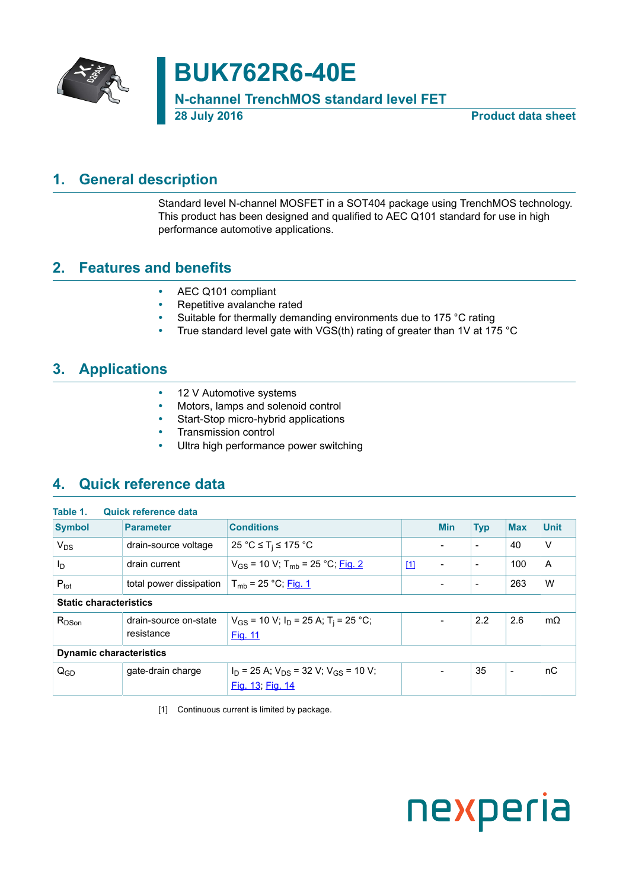# BUK762R6-40E

## N-channel TrenchMOS standard level FET

28 July 2016 Product data sheet

## 1. General description

Standard level N-channel MOSFET in a SOT404 package using TrenchMOS technology. This product has been designed and qualified to AEC Q101 standard for use in high performance automotive applications.

## 2. Features and benefits

- AEC Q101 compliant
- Repetitive avalanche rated
- Suitable for thermally demanding environments due to 175 °C rating
- True standard level gate with VGS(th) rating of greater than 1V at 175 °C

## 3. Applications

- 12 V Automotive systems
- Motors, lamps and solenoid control
- Start-Stop micro-hybrid applications
- Transmission control
- Ultra high performance power switching

## 4. Quick reference data

**Table 1. Quick reference data**

| Symbol | Parameter | Conditions | | Min | Typ | Max | Unit |
|---|---|---|---|---|---|---|---|
| $V_{DS}$ | drain-source voltage | 25 °C ≤ $T_j$ ≤ 175 °C | | - | - | 40 | V |
| $I_D$ | drain current | $V_{GS}$ = 10 V; $T_{mb}$ = 25 °C; Fig. 2 | [1] | - | - | 100 | A |
| $P_{tot}$ | total power dissipation | $T_{mb}$ = 25 °C; Fig. 1 | | - | - | 263 | W |
| **Static characteristics** | | | | | | | |
| $R_{DSon}$ | drain-source on-state resistance | $V_{GS}$ = 10 V; $I_D$ = 25 A; $T_j$ = 25 °C; Fig. 11 | | - | 2.2 | 2.6 | mΩ |
| **Dynamic characteristics** | | | | | | | |
| $Q_{GD}$ | gate-drain charge | $I_D$ = 25 A; $V_{DS}$ = 32 V; $V_{GS}$ = 10 V; Fig. 13; Fig. 14 | | - | 35 | - | nC |

[1] Continuous current is limited by package.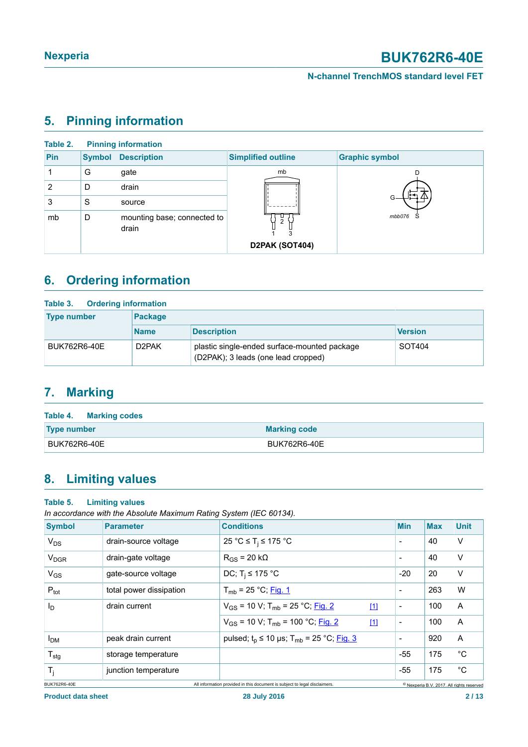## 5. Pinning information

**Table 2. Pinning information**

| Pin | Symbol | Description | Simplified outline | Graphic symbol |
|---|---|---|---|---|
| 1 | G | gate | D2PAK (SOT404) | mbb076 |
| 2 | D | drain | | |
| 3 | S | source | | |
| mb | D | mounting base; connected to drain | | |

## 6. Ordering information

**Table 3. Ordering information**

| Type number | Package | | |
|---|---|---|---|
| | Name | Description | Version |
| BUK762R6-40E | D2PAK | plastic single-ended surface-mounted package (D2PAK); 3 leads (one lead cropped) | SOT404 |

## 7. Marking

**Table 4. Marking codes**

| Type number | Marking code |
|---|---|
| BUK762R6-40E | BUK762R6-40E |

## 8. Limiting values

**Table 5. Limiting values**

*In accordance with the Absolute Maximum Rating System (IEC 60134).*

| Symbol | Parameter | Conditions | | Min | Max | Unit |
|---|---|---|---|---|---|---|
| $V_{DS}$ | drain-source voltage | 25 °C ≤ $T_j$ ≤ 175 °C | | - | 40 | V |
| $V_{DGR}$ | drain-gate voltage | $R_{GS}$ = 20 kΩ | | - | 40 | V |
| $V_{GS}$ | gate-source voltage | DC; $T_j$ ≤ 175 °C | | -20 | 20 | V |
| $P_{tot}$ | total power dissipation | $T_{mb}$ = 25 °C; Fig. 1 | | - | 263 | W |
| $I_D$ | drain current | $V_{GS}$ = 10 V; $T_{mb}$ = 25 °C; Fig. 2 | [1] | - | 100 | A |
| | | $V_{GS}$ = 10 V; $T_{mb}$ = 100 °C; Fig. 2 | [1] | - | 100 | A |
| $I_{DM}$ | peak drain current | pulsed; $t_p$ ≤ 10 µs; $T_{mb}$ = 25 °C; Fig. 3 | | - | 920 | A |
| $T_{stg}$ | storage temperature | | | -55 | 175 | °C |
| $T_j$ | junction temperature | | | -55 | 175 | °C |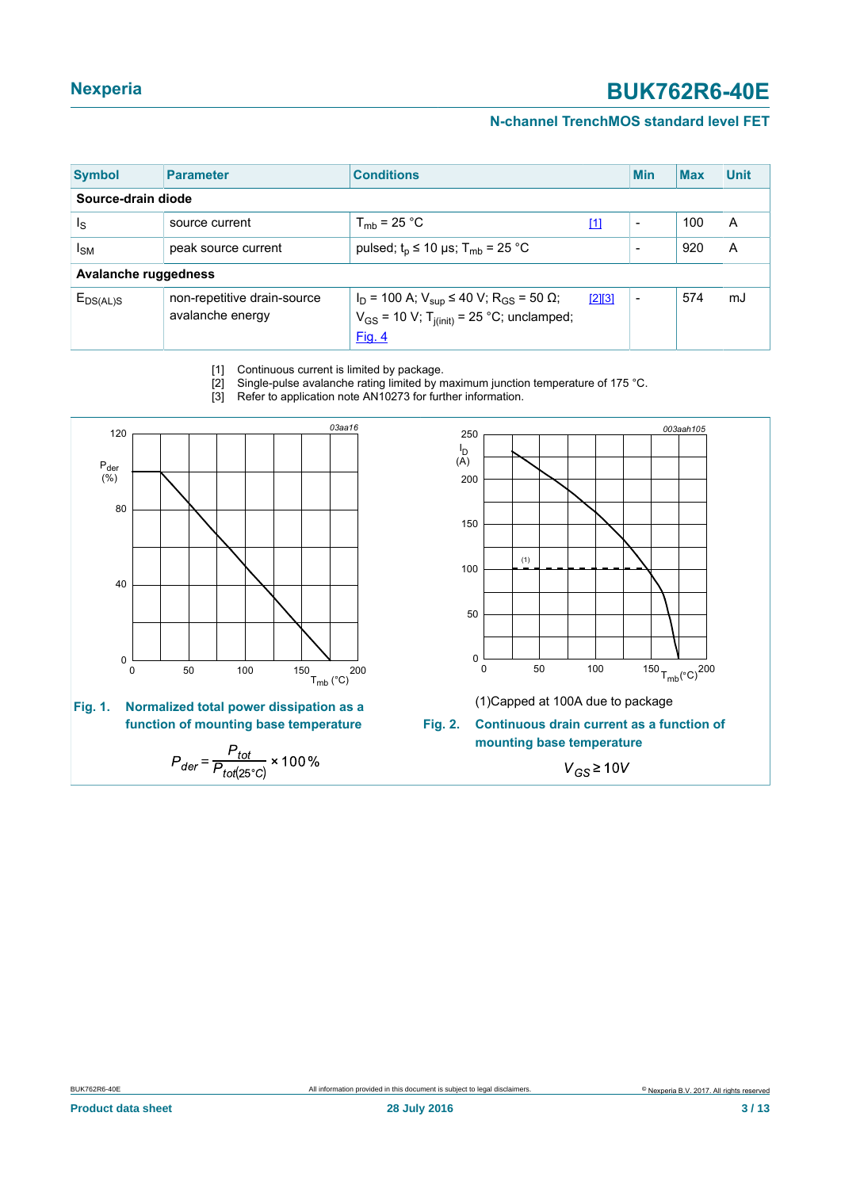| Symbol | Parameter | Conditions | | Min | Max | Unit |
|---|---|---|---|---|---|---|
| **Source-drain diode** | | | | | | |
| $I_S$ | source current | $T_{mb}$ = 25 °C | [1] | - | 100 | A |
| $I_{SM}$ | peak source current | pulsed; $t_p$ ≤ 10 µs; $T_{mb}$ = 25 °C | | - | 920 | A |
| **Avalanche ruggedness** | | | | | | |
| $E_{DS(AL)S}$ | non-repetitive drain-source avalanche energy | $I_D$ = 100 A; $V_{sup}$ ≤ 40 V; $R_{GS}$ = 50 Ω; $V_{GS}$ = 10 V; $T_{j(init)}$ = 25 °C; unclamped; Fig. 4 | [2][3] | - | 574 | mJ |

[1] Continuous current is limited by package.
[2] Single-pulse avalanche rating limited by maximum junction temperature of 175 °C.
[3] Refer to application note AN10273 for further information.

**Fig. 1. Normalized total power dissipation as a function of mounting base temperature**

$$P_{der} = \frac{P_{tot}}{P_{tot(25°C)}} \times 100\,\%$$

(1) Capped at 100A due to package

**Fig. 2. Continuous drain current as a function of mounting base temperature**

$$V_{GS} \geq 10V$$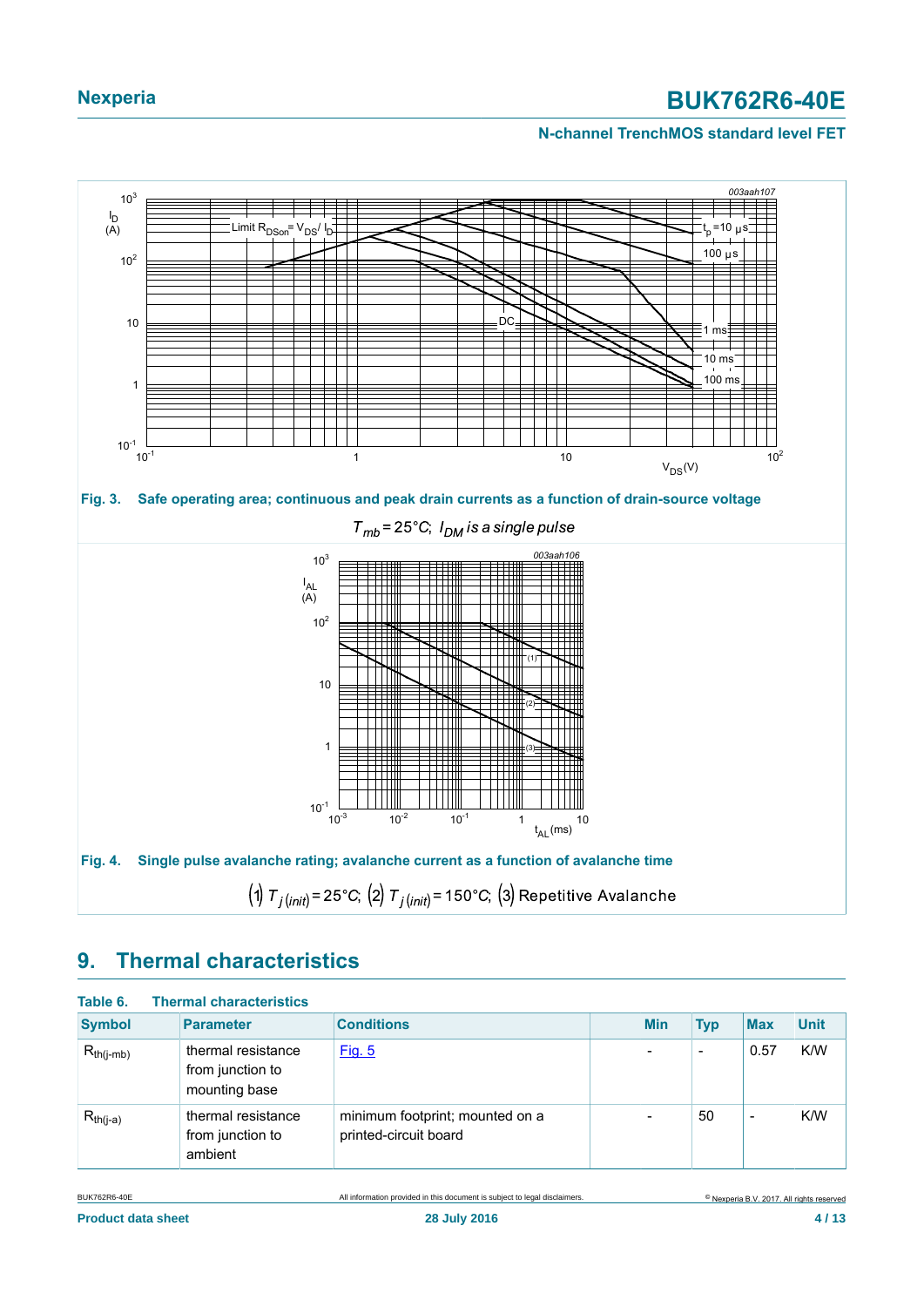003aah107

**Fig. 3. Safe operating area; continuous and peak drain currents as a function of drain-source voltage**

$T_{mb} = 25°C$; $I_{DM}$ is a single pulse

003aah106

**Fig. 4. Single pulse avalanche rating; avalanche current as a function of avalanche time**

(1) $T_{j(init)} = 25°C$; (2) $T_{j(init)} = 150°C$; (3) Repetitive Avalanche

## 9. Thermal characteristics

**Table 6. Thermal characteristics**

| Symbol | Parameter | Conditions | Min | Typ | Max | Unit |
|---|---|---|---|---|---|---|
| $R_{th(j-mb)}$ | thermal resistance from junction to mounting base | Fig. 5 | - | - | 0.57 | K/W |
| $R_{th(j-a)}$ | thermal resistance from junction to ambient | minimum footprint; mounted on a printed-circuit board | - | 50 | - | K/W |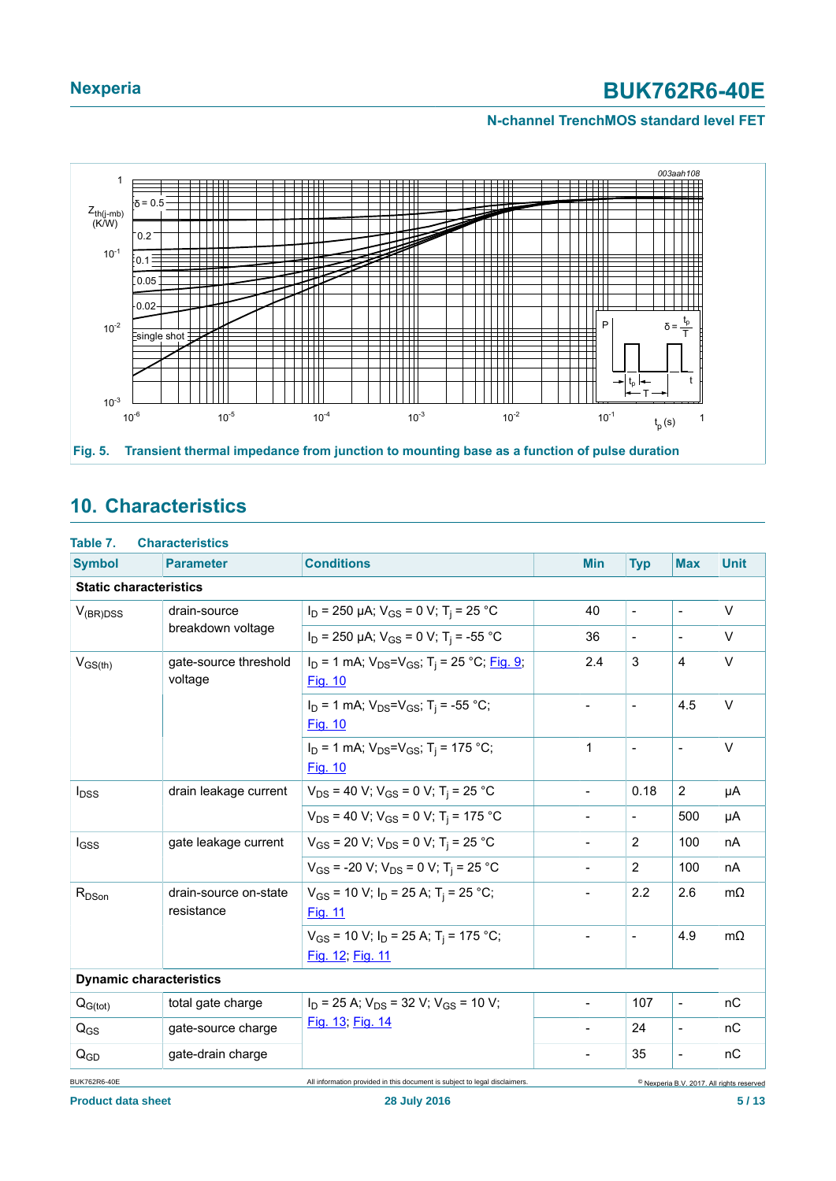Fig. 5. Transient thermal impedance from junction to mounting base as a function of pulse duration

## 10. Characteristics

**Table 7. Characteristics**

| Symbol | Parameter | Conditions | Min | Typ | Max | Unit |
|---|---|---|---|---|---|---|
| **Static characteristics** | | | | | | |
| $V_{(BR)DSS}$ | drain-source breakdown voltage | $I_D$ = 250 µA; $V_{GS}$ = 0 V; $T_j$ = 25 °C | 40 | - | - | V |
| | | $I_D$ = 250 µA; $V_{GS}$ = 0 V; $T_j$ = -55 °C | 36 | - | - | V |
| $V_{GS(th)}$ | gate-source threshold voltage | $I_D$ = 1 mA; $V_{DS}$=$V_{GS}$; $T_j$ = 25 °C; Fig. 9; Fig. 10 | 2.4 | 3 | 4 | V |
| | | $I_D$ = 1 mA; $V_{DS}$=$V_{GS}$; $T_j$ = -55 °C; Fig. 10 | - | - | 4.5 | V |
| | | $I_D$ = 1 mA; $V_{DS}$=$V_{GS}$; $T_j$ = 175 °C; Fig. 10 | 1 | - | - | V |
| $I_{DSS}$ | drain leakage current | $V_{DS}$ = 40 V; $V_{GS}$ = 0 V; $T_j$ = 25 °C | - | 0.18 | 2 | µA |
| | | $V_{DS}$ = 40 V; $V_{GS}$ = 0 V; $T_j$ = 175 °C | - | - | 500 | µA |
| $I_{GSS}$ | gate leakage current | $V_{GS}$ = 20 V; $V_{DS}$ = 0 V; $T_j$ = 25 °C | - | 2 | 100 | nA |
| | | $V_{GS}$ = -20 V; $V_{DS}$ = 0 V; $T_j$ = 25 °C | - | 2 | 100 | nA |
| $R_{DSon}$ | drain-source on-state resistance | $V_{GS}$ = 10 V; $I_D$ = 25 A; $T_j$ = 25 °C; Fig. 11 | - | 2.2 | 2.6 | mΩ |
| | | $V_{GS}$ = 10 V; $I_D$ = 25 A; $T_j$ = 175 °C; Fig. 12; Fig. 11 | - | - | 4.9 | mΩ |
| **Dynamic characteristics** | | | | | | |
| $Q_{G(tot)}$ | total gate charge | $I_D$ = 25 A; $V_{DS}$ = 32 V; $V_{GS}$ = 10 V; Fig. 13; Fig. 14 | - | 107 | - | nC |
| $Q_{GS}$ | gate-source charge | | - | 24 | - | nC |
| $Q_{GD}$ | gate-drain charge | | - | 35 | - | nC |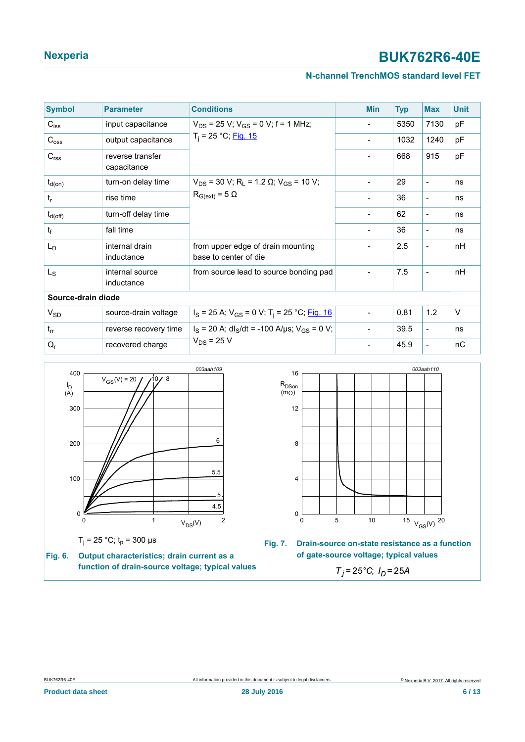| Symbol | Parameter | Conditions | Min | Typ | Max | Unit |
|---|---|---|---|---|---|---|
| $C_{iss}$ | input capacitance | $V_{DS}$ = 25 V; $V_{GS}$ = 0 V; f = 1 MHz; $T_j$ = 25 °C; Fig. 15 | - | 5350 | 7130 | pF |
| $C_{oss}$ | output capacitance | | - | 1032 | 1240 | pF |
| $C_{rss}$ | reverse transfer capacitance | | - | 668 | 915 | pF |
| $t_{d(on)}$ | turn-on delay time | $V_{DS}$ = 30 V; $R_L$ = 1.2 Ω; $V_{GS}$ = 10 V; $R_{G(ext)}$ = 5 Ω | - | 29 | - | ns |
| $t_r$ | rise time | | - | 36 | - | ns |
| $t_{d(off)}$ | turn-off delay time | | - | 62 | - | ns |
| $t_f$ | fall time | | - | 36 | - | ns |
| $L_D$ | internal drain inductance | from upper edge of drain mounting base to center of die | - | 2.5 | - | nH |
| $L_S$ | internal source inductance | from source lead to source bonding pad | - | 7.5 | - | nH |
| **Source-drain diode** | | | | | | |
| $V_{SD}$ | source-drain voltage | $I_S$ = 25 A; $V_{GS}$ = 0 V; $T_j$ = 25 °C; Fig. 16 | - | 0.81 | 1.2 | V |
| $t_{rr}$ | reverse recovery time | $I_S$ = 20 A; $dI_S/dt$ = -100 A/µs; $V_{GS}$ = 0 V; $V_{DS}$ = 25 V | - | 39.5 | - | ns |
| $Q_r$ | recovered charge | | - | 45.9 | - | nC |

$T_j$ = 25 °C; $t_p$ = 300 µs

**Fig. 6. Output characteristics; drain current as a function of drain-source voltage; typical values**

**Fig. 7. Drain-source on-state resistance as a function of gate-source voltage; typical values**

$T_j = 25°C;\ I_D = 25A$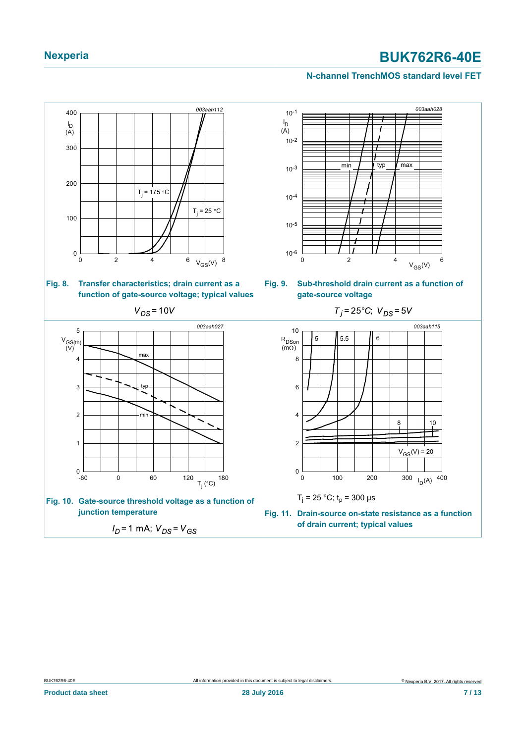**Fig. 8. Transfer characteristics; drain current as a function of gate-source voltage; typical values**

$V_{DS} = 10 V$

**Fig. 9. Sub-threshold drain current as a function of gate-source voltage**

$T_j = 25 °C; V_{DS} = 5 V$

**Fig. 10. Gate-source threshold voltage as a function of junction temperature**

$I_D = 1$ mA; $V_{DS} = V_{GS}$

$T_j = 25$ °C; $t_p = 300$ µs

**Fig. 11. Drain-source on-state resistance as a function of drain current; typical values**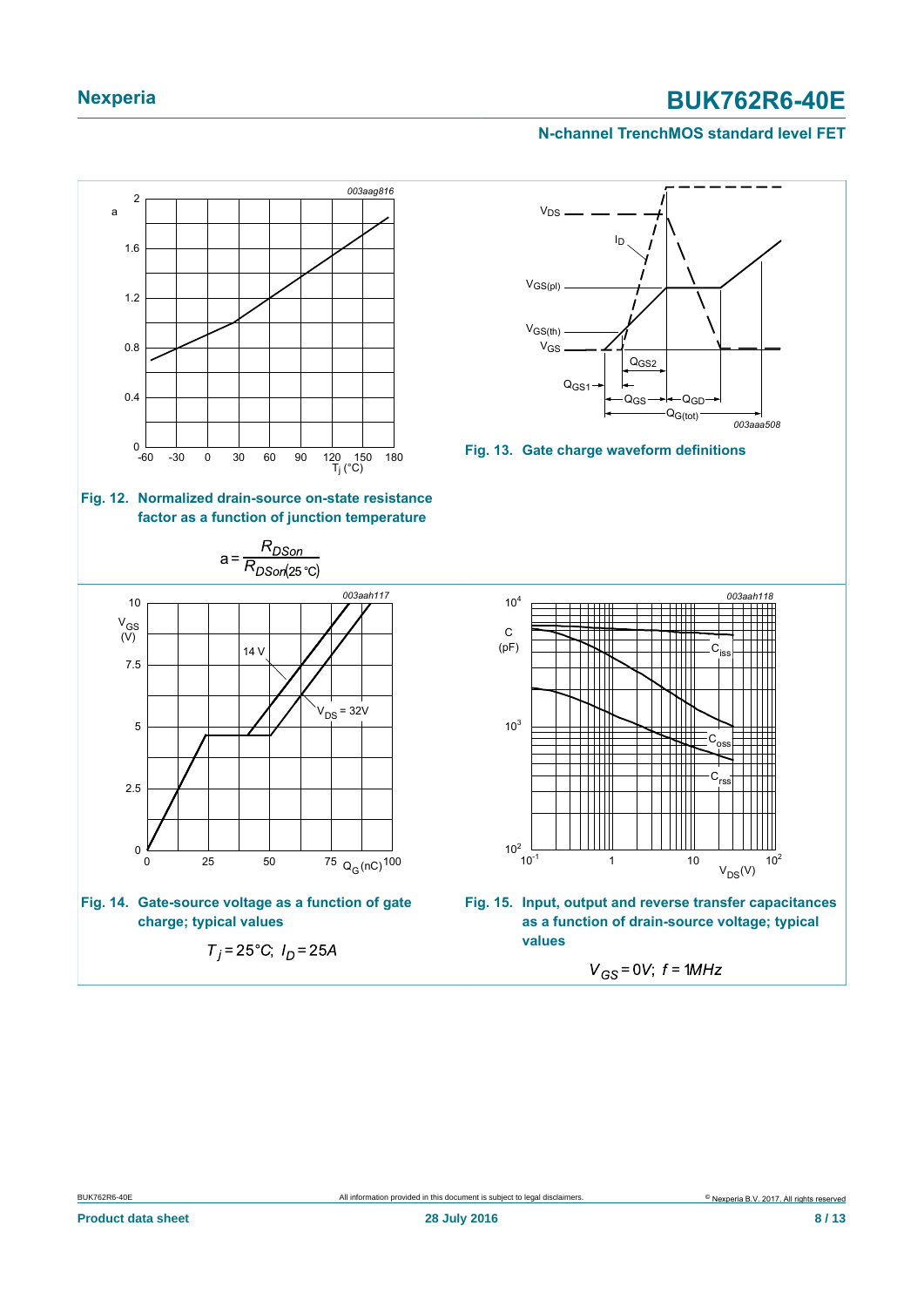Fig. 12. Normalized drain-source on-state resistance factor as a function of junction temperature

$$a = \frac{R_{DSon}}{R_{DSon(25\,°C)}}$$

Fig. 13. Gate charge waveform definitions

Fig. 14. Gate-source voltage as a function of gate charge; typical values

$T_j = 25 °C;\ I_D = 25 A$

Fig. 15. Input, output and reverse transfer capacitances as a function of drain-source voltage; typical values

$V_{GS} = 0 V;\ f = 1 MHz$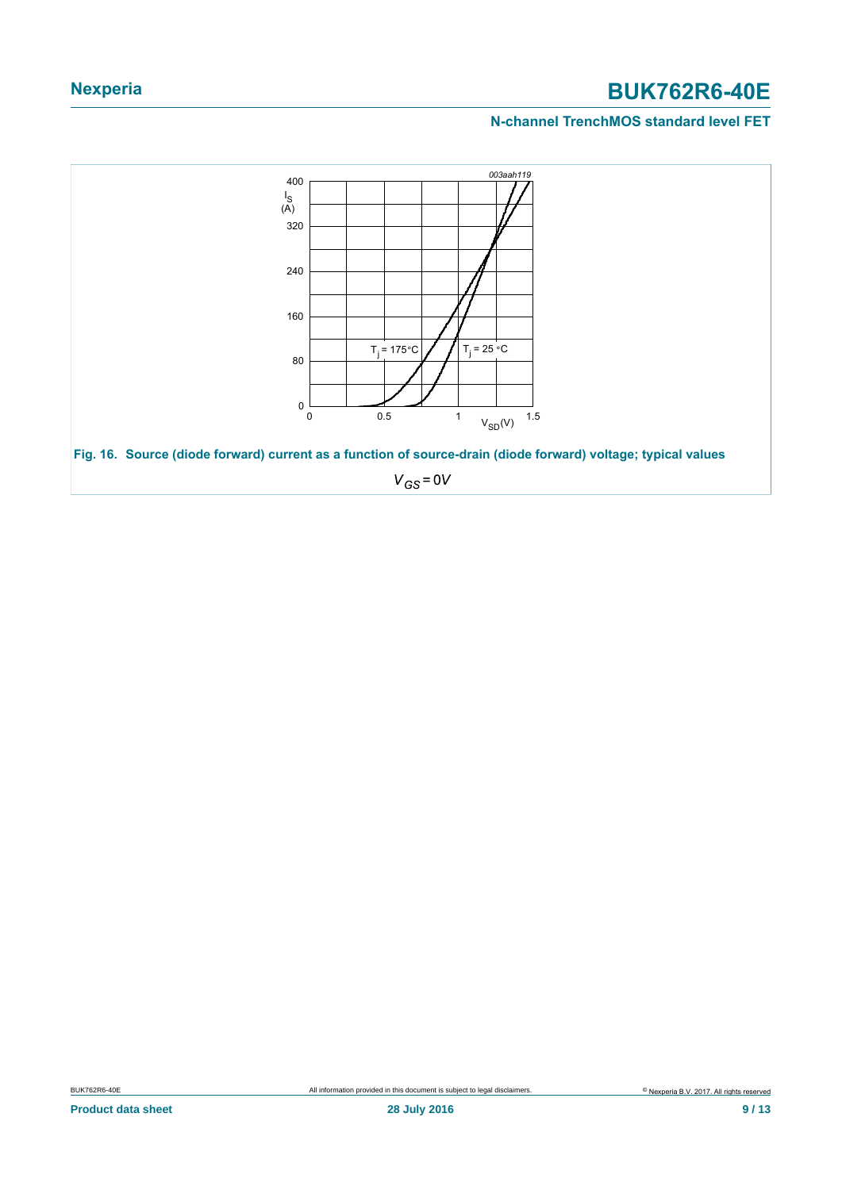Fig. 16. Source (diode forward) current as a function of source-drain (diode forward) voltage; typical values

$V_{GS} = 0V$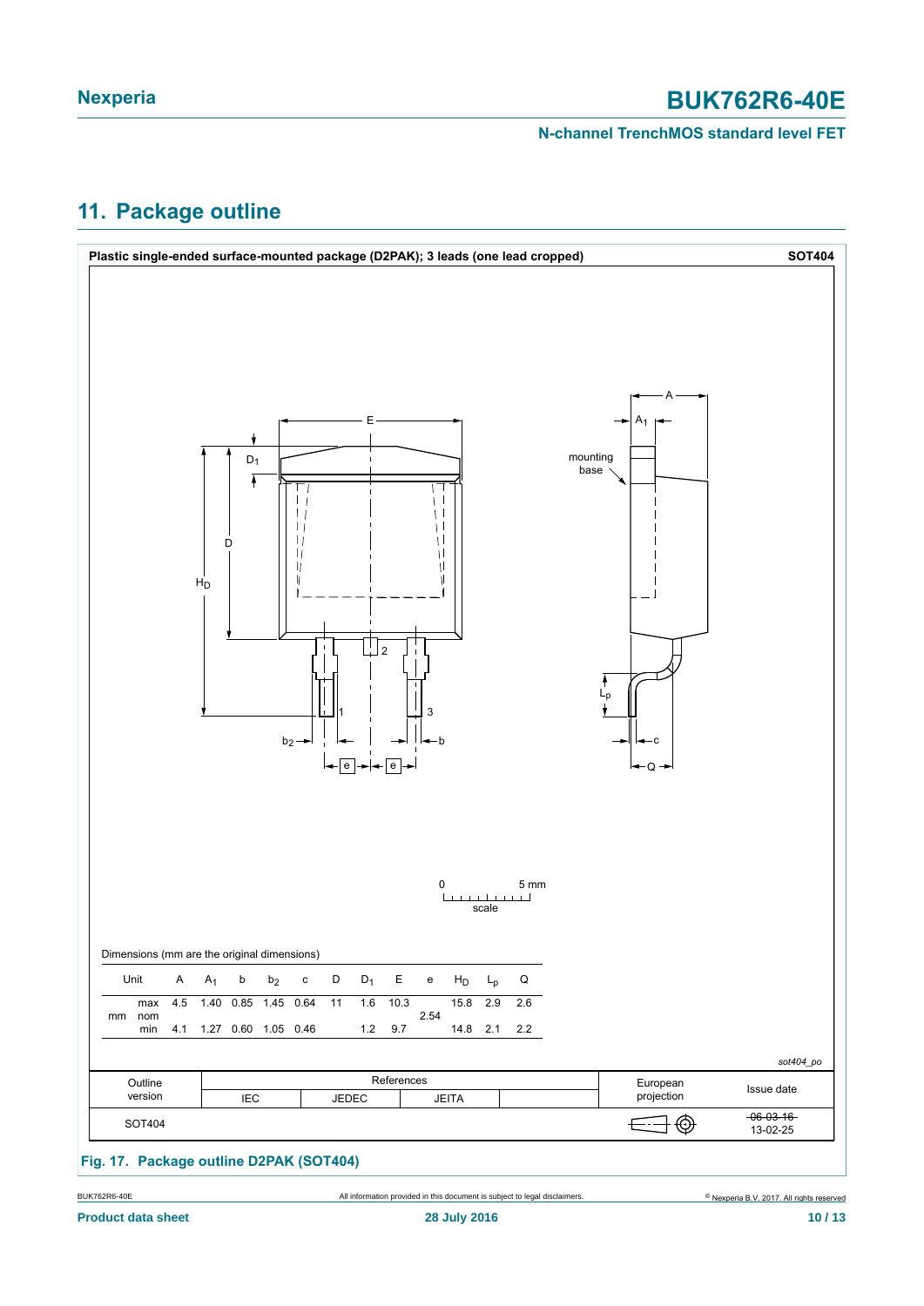## 11. Package outline

**Plastic single-ended surface-mounted package (D2PAK); 3 leads (one lead cropped)** **SOT404**

Dimensions (mm are the original dimensions)

| Unit | | A | $A_1$ | b | $b_2$ | c | D | $D_1$ | E | e | $H_D$ | $L_p$ | Q |
|---|---|---|---|---|---|---|---|---|---|---|---|---|---|
| mm | max | 4.5 | 1.40 | 0.85 | 1.45 | 0.64 | 11 | 1.6 | 10.3 | | 15.8 | 2.9 | 2.6 |
| | nom | | | | | | | | | 2.54 | | | |
| | min | 4.1 | 1.27 | 0.60 | 1.05 | 0.46 | | 1.2 | 9.7 | | 14.8 | 2.1 | 2.2 |

*sot404_po*

| Outline version | References | | | | European projection | Issue date |
|---|---|---|---|---|---|---|
| | IEC | JEDEC | JEITA | | | |
| SOT404 | | | | | | ~~06-03-16~~ 13-02-25 |

**Fig. 17. Package outline D2PAK (SOT404)**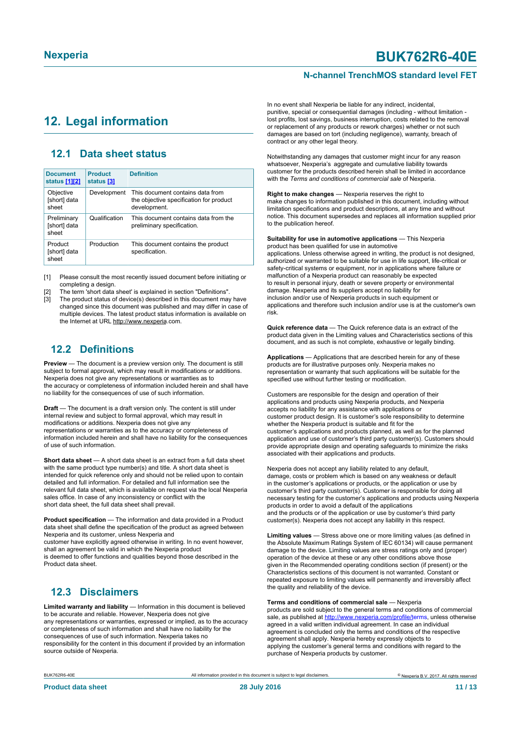# 12. Legal information

## 12.1 Data sheet status

| Document status [1][2] | Product status [3] | Definition |
|---|---|---|
| Objective [short] data sheet | Development | This document contains data from the objective specification for product development. |
| Preliminary [short] data sheet | Qualification | This document contains data from the preliminary specification. |
| Product [short] data sheet | Production | This document contains the product specification. |

[1] Please consult the most recently issued document before initiating or completing a design.

[2] The term 'short data sheet' is explained in section "Definitions".

[3] The product status of device(s) described in this document may have changed since this document was published and may differ in case of multiple devices. The latest product status information is available on the Internet at URL http://www.nexperia.com.

## 12.2 Definitions

**Preview** — The document is a preview version only. The document is still subject to formal approval, which may result in modifications or additions. Nexperia does not give any representations or warranties as to the accuracy or completeness of information included herein and shall have no liability for the consequences of use of such information.

**Draft** — The document is a draft version only. The content is still under internal review and subject to formal approval, which may result in modifications or additions. Nexperia does not give any representations or warranties as to the accuracy or completeness of information included herein and shall have no liability for the consequences of use of such information.

**Short data sheet** — A short data sheet is an extract from a full data sheet with the same product type number(s) and title. A short data sheet is intended for quick reference only and should not be relied upon to contain detailed and full information. For detailed and full information see the relevant full data sheet, which is available on request via the local Nexperia sales office. In case of any inconsistency or conflict with the short data sheet, the full data sheet shall prevail.

**Product specification** — The information and data provided in a Product data sheet shall define the specification of the product as agreed between Nexperia and its customer, unless Nexperia and customer have explicitly agreed otherwise in writing. In no event however, shall an agreement be valid in which the Nexperia product is deemed to offer functions and qualities beyond those described in the Product data sheet.

## 12.3 Disclaimers

**Limited warranty and liability** — Information in this document is believed to be accurate and reliable. However, Nexperia does not give any representations or warranties, expressed or implied, as to the accuracy or completeness of such information and shall have no liability for the consequences of use of such information. Nexperia takes no responsibility for the content in this document if provided by an information source outside of Nexperia.

In no event shall Nexperia be liable for any indirect, incidental, punitive, special or consequential damages (including - without limitation - lost profits, lost savings, business interruption, costs related to the removal or replacement of any products or rework charges) whether or not such damages are based on tort (including negligence), warranty, breach of contract or any other legal theory.

Notwithstanding any damages that customer might incur for any reason whatsoever, Nexperia's aggregate and cumulative liability towards customer for the products described herein shall be limited in accordance with the *Terms and conditions of commercial sale* of Nexperia.

**Right to make changes** — Nexperia reserves the right to make changes to information published in this document, including without limitation specifications and product descriptions, at any time and without notice. This document supersedes and replaces all information supplied prior to the publication hereof.

**Suitability for use in automotive applications** — This Nexperia product has been qualified for use in automotive applications. Unless otherwise agreed in writing, the product is not designed, authorized or warranted to be suitable for use in life support, life-critical or safety-critical systems or equipment, nor in applications where failure or malfunction of a Nexperia product can reasonably be expected to result in personal injury, death or severe property or environmental damage. Nexperia and its suppliers accept no liability for inclusion and/or use of Nexperia products in such equipment or applications and therefore such inclusion and/or use is at the customer's own risk.

**Quick reference data** — The Quick reference data is an extract of the product data given in the Limiting values and Characteristics sections of this document, and as such is not complete, exhaustive or legally binding.

**Applications** — Applications that are described herein for any of these products are for illustrative purposes only. Nexperia makes no representation or warranty that such applications will be suitable for the specified use without further testing or modification.

Customers are responsible for the design and operation of their applications and products using Nexperia products, and Nexperia accepts no liability for any assistance with applications or customer product design. It is customer's sole responsibility to determine whether the Nexperia product is suitable and fit for the customer's applications and products planned, as well as for the planned application and use of customer's third party customer(s). Customers should provide appropriate design and operating safeguards to minimize the risks associated with their applications and products.

Nexperia does not accept any liability related to any default, damage, costs or problem which is based on any weakness or default in the customer's applications or products, or the application or use by customer's third party customer(s). Customer is responsible for doing all necessary testing for the customer's applications and products using Nexperia products in order to avoid a default of the applications and the products or of the application or use by customer's third party customer(s). Nexperia does not accept any liability in this respect.

**Limiting values** — Stress above one or more limiting values (as defined in the Absolute Maximum Ratings System of IEC 60134) will cause permanent damage to the device. Limiting values are stress ratings only and (proper) operation of the device at these or any other conditions above those given in the Recommended operating conditions section (if present) or the Characteristics sections of this document is not warranted. Constant or repeated exposure to limiting values will permanently and irreversibly affect the quality and reliability of the device.

**Terms and conditions of commercial sale** — Nexperia products are sold subject to the general terms and conditions of commercial sale, as published at http://www.nexperia.com/profile/terms, unless otherwise agreed in a valid written individual agreement. In case an individual agreement is concluded only the terms and conditions of the respective agreement shall apply. Nexperia hereby expressly objects to applying the customer's general terms and conditions with regard to the purchase of Nexperia products by customer.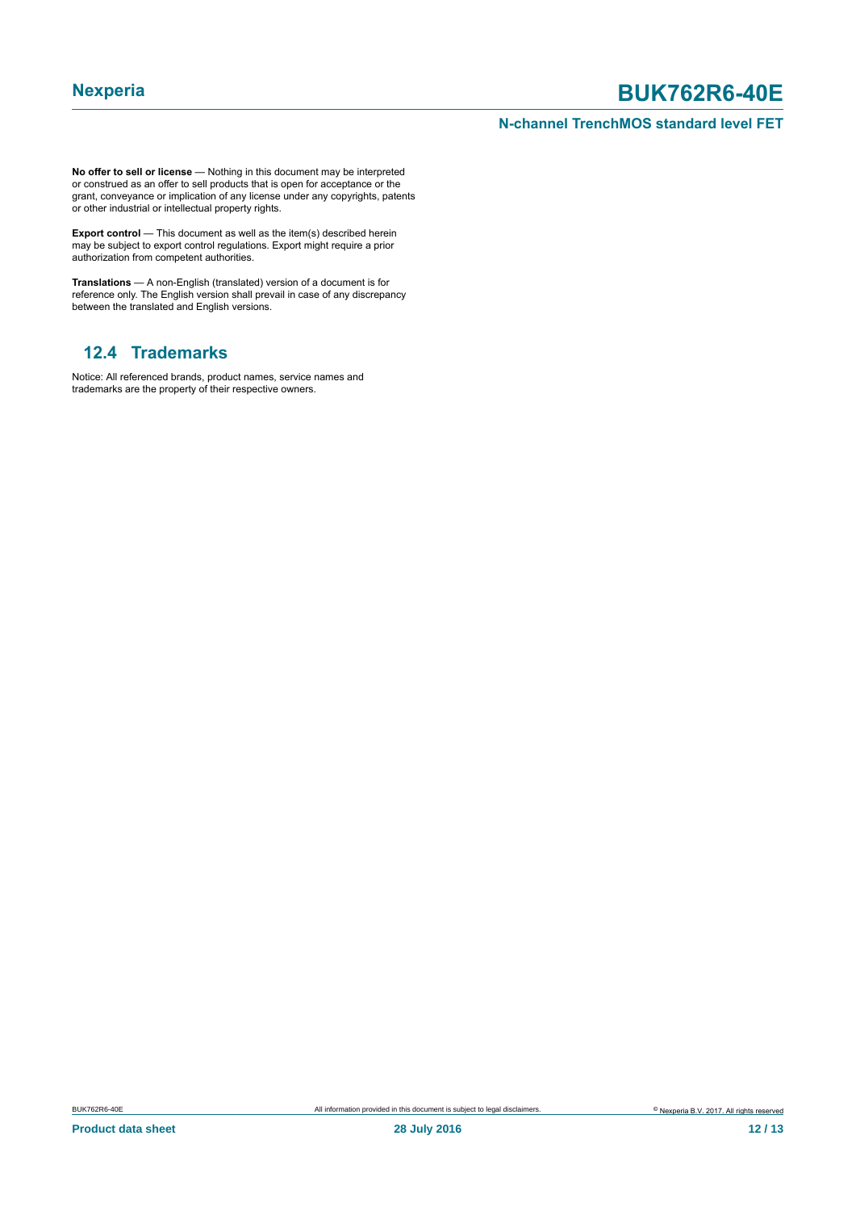**No offer to sell or license** — Nothing in this document may be interpreted or construed as an offer to sell products that is open for acceptance or the grant, conveyance or implication of any license under any copyrights, patents or other industrial or intellectual property rights.

**Export control** — This document as well as the item(s) described herein may be subject to export control regulations. Export might require a prior authorization from competent authorities.

**Translations** — A non-English (translated) version of a document is for reference only. The English version shall prevail in case of any discrepancy between the translated and English versions.

## 12.4 Trademarks

Notice: All referenced brands, product names, service names and trademarks are the property of their respective owners.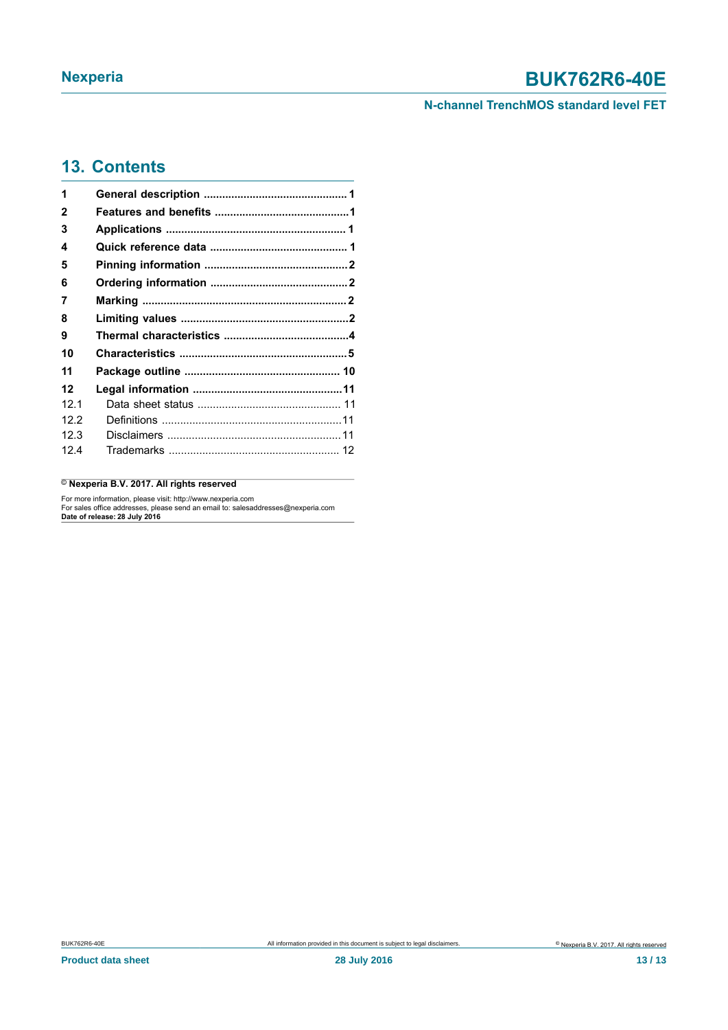## 13. Contents

| | | |
|---|---|---|
| **1** | **General description** | **1** |
| **2** | **Features and benefits** | **1** |
| **3** | **Applications** | **1** |
| **4** | **Quick reference data** | **1** |
| **5** | **Pinning information** | **2** |
| **6** | **Ordering information** | **2** |
| **7** | **Marking** | **2** |
| **8** | **Limiting values** | **2** |
| **9** | **Thermal characteristics** | **4** |
| **10** | **Characteristics** | **5** |
| **11** | **Package outline** | **10** |
| **12** | **Legal information** | **11** |
| 12.1 | Data sheet status | 11 |
| 12.2 | Definitions | 11 |
| 12.3 | Disclaimers | 11 |
| 12.4 | Trademarks | 12 |

**© Nexperia B.V. 2017. All rights reserved**

For more information, please visit: http://www.nexperia.com
For sales office addresses, please send an email to: salesaddresses@nexperia.com
**Date of release: 28 July 2016**